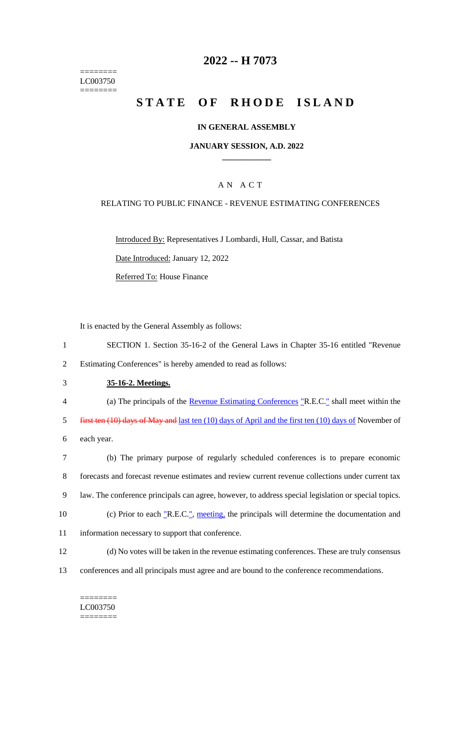========
LC003750
========

# 2022 -- H 7073

# STATE OF RHODE ISLAND

### IN GENERAL ASSEMBLY

### JANUARY SESSION, A.D. 2022

## A N A C T

RELATING TO PUBLIC FINANCE - REVENUE ESTIMATING CONFERENCES

Introduced By: Representatives J Lombardi, Hull, Cassar, and Batista

Date Introduced: January 12, 2022

Referred To: House Finance

It is enacted by the General Assembly as follows:

1 SECTION 1. Section 35-16-2 of the General Laws in Chapter 35-16 entitled "Revenue
2 Estimating Conferences" is hereby amended to read as follows:

3 **35-16-2. Meetings.**

4 (a) The principals of the Revenue Estimating Conferences "R.E.C." shall meet within the
5 ~~first ten (10) days of May and~~ last ten (10) days of April and the first ten (10) days of November of
6 each year.

7 (b) The primary purpose of regularly scheduled conferences is to prepare economic
8 forecasts and forecast revenue estimates and review current revenue collections under current tax
9 law. The conference principals can agree, however, to address special legislation or special topics.

10 (c) Prior to each "R.E.C.", meeting, the principals will determine the documentation and
11 information necessary to support that conference.

12 (d) No votes will be taken in the revenue estimating conferences. These are truly consensus
13 conferences and all principals must agree and are bound to the conference recommendations.

========
LC003750
========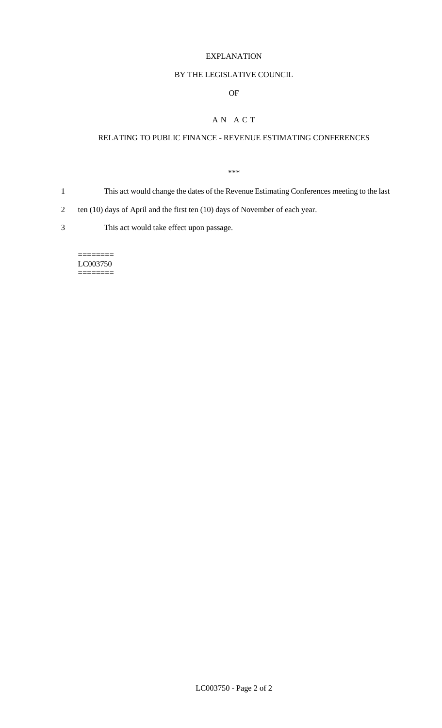EXPLANATION

BY THE LEGISLATIVE COUNCIL

OF

A N A C T

RELATING TO PUBLIC FINANCE - REVENUE ESTIMATING CONFERENCES

\*\*\*

1 This act would change the dates of the Revenue Estimating Conferences meeting to the last
2 ten (10) days of April and the first ten (10) days of November of each year.
3 This act would take effect upon passage.

========
LC003750
========